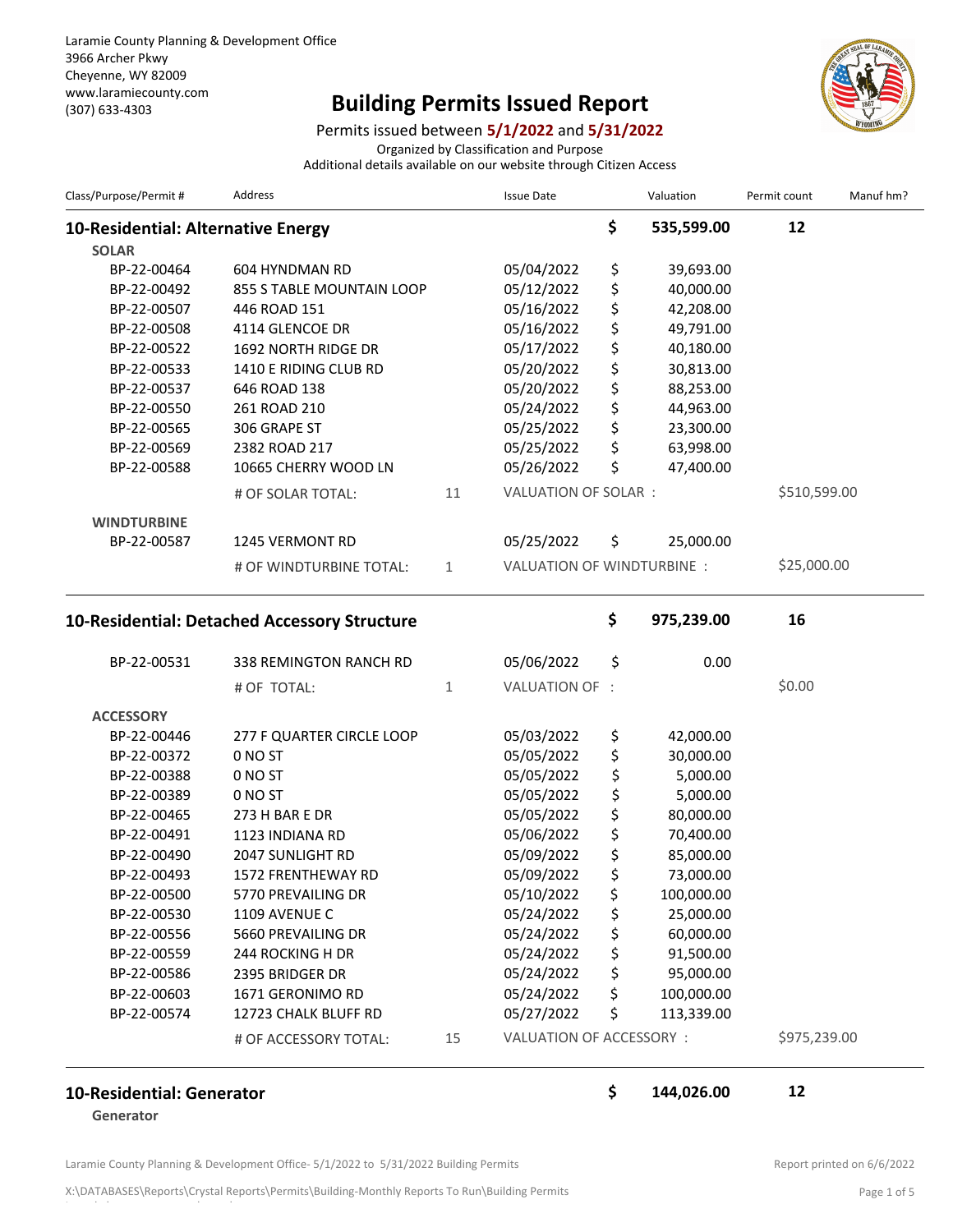Laramie County Planning & Development Office
3966 Archer Pkwy
Cheyenne, WY 82009
www.laramiecounty.com
(307) 633-4303

# Building Permits Issued Report

Permits issued between **5/1/2022** and **5/31/2022**

Organized by Classification and Purpose

Additional details available on our website through Citizen Access

| Class/Purpose/Permit # | Address | | Issue Date | | Valuation | Permit count | Manuf hm? |
|---|---|---|---|---|---|---|---|
| **10-Residential: Alternative Energy** | | | | **$** | **535,599.00** | **12** | |
| **SOLAR** | | | | | | | |
| BP-22-00464 | 604 HYNDMAN RD | | 05/04/2022 | $ | 39,693.00 | | |
| BP-22-00492 | 855 S TABLE MOUNTAIN LOOP | | 05/12/2022 | $ | 40,000.00 | | |
| BP-22-00507 | 446 ROAD 151 | | 05/16/2022 | $ | 42,208.00 | | |
| BP-22-00508 | 4114 GLENCOE DR | | 05/16/2022 | $ | 49,791.00 | | |
| BP-22-00522 | 1692 NORTH RIDGE DR | | 05/17/2022 | $ | 40,180.00 | | |
| BP-22-00533 | 1410 E RIDING CLUB RD | | 05/20/2022 | $ | 30,813.00 | | |
| BP-22-00537 | 646 ROAD 138 | | 05/20/2022 | $ | 88,253.00 | | |
| BP-22-00550 | 261 ROAD 210 | | 05/24/2022 | $ | 44,963.00 | | |
| BP-22-00565 | 306 GRAPE ST | | 05/25/2022 | $ | 23,300.00 | | |
| BP-22-00569 | 2382 ROAD 217 | | 05/25/2022 | $ | 63,998.00 | | |
| BP-22-00588 | 10665 CHERRY WOOD LN | | 05/26/2022 | $ | 47,400.00 | | |
| | # OF SOLAR TOTAL: | 11 | VALUATION OF SOLAR : | | | $510,599.00 | |
| **WINDTURBINE** | | | | | | | |
| BP-22-00587 | 1245 VERMONT RD | | 05/25/2022 | $ | 25,000.00 | | |
| | # OF WINDTURBINE TOTAL: | 1 | VALUATION OF WINDTURBINE : | | | $25,000.00 | |
| **10-Residential: Detached Accessory Structure** | | | | **$** | **975,239.00** | **16** | |
| BP-22-00531 | 338 REMINGTON RANCH RD | | 05/06/2022 | $ | 0.00 | | |
| | # OF TOTAL: | 1 | VALUATION OF : | | | $0.00 | |
| **ACCESSORY** | | | | | | | |
| BP-22-00446 | 277 F QUARTER CIRCLE LOOP | | 05/03/2022 | $ | 42,000.00 | | |
| BP-22-00372 | 0 NO ST | | 05/05/2022 | $ | 30,000.00 | | |
| BP-22-00388 | 0 NO ST | | 05/05/2022 | $ | 5,000.00 | | |
| BP-22-00389 | 0 NO ST | | 05/05/2022 | $ | 5,000.00 | | |
| BP-22-00465 | 273 H BAR E DR | | 05/05/2022 | $ | 80,000.00 | | |
| BP-22-00491 | 1123 INDIANA RD | | 05/06/2022 | $ | 70,400.00 | | |
| BP-22-00490 | 2047 SUNLIGHT RD | | 05/09/2022 | $ | 85,000.00 | | |
| BP-22-00493 | 1572 FRENTHEWAY RD | | 05/09/2022 | $ | 73,000.00 | | |
| BP-22-00500 | 5770 PREVAILING DR | | 05/10/2022 | $ | 100,000.00 | | |
| BP-22-00530 | 1109 AVENUE C | | 05/24/2022 | $ | 25,000.00 | | |
| BP-22-00556 | 5660 PREVAILING DR | | 05/24/2022 | $ | 60,000.00 | | |
| BP-22-00559 | 244 ROCKING H DR | | 05/24/2022 | $ | 91,500.00 | | |
| BP-22-00586 | 2395 BRIDGER DR | | 05/24/2022 | $ | 95,000.00 | | |
| BP-22-00603 | 1671 GERONIMO RD | | 05/24/2022 | $ | 100,000.00 | | |
| BP-22-00574 | 12723 CHALK BLUFF RD | | 05/27/2022 | $ | 113,339.00 | | |
| | # OF ACCESSORY TOTAL: | 15 | VALUATION OF ACCESSORY : | | | $975,239.00 | |
| **10-Residential: Generator** | | | | **$** | **144,026.00** | **12** | |
| **Generator** | | | | | | | |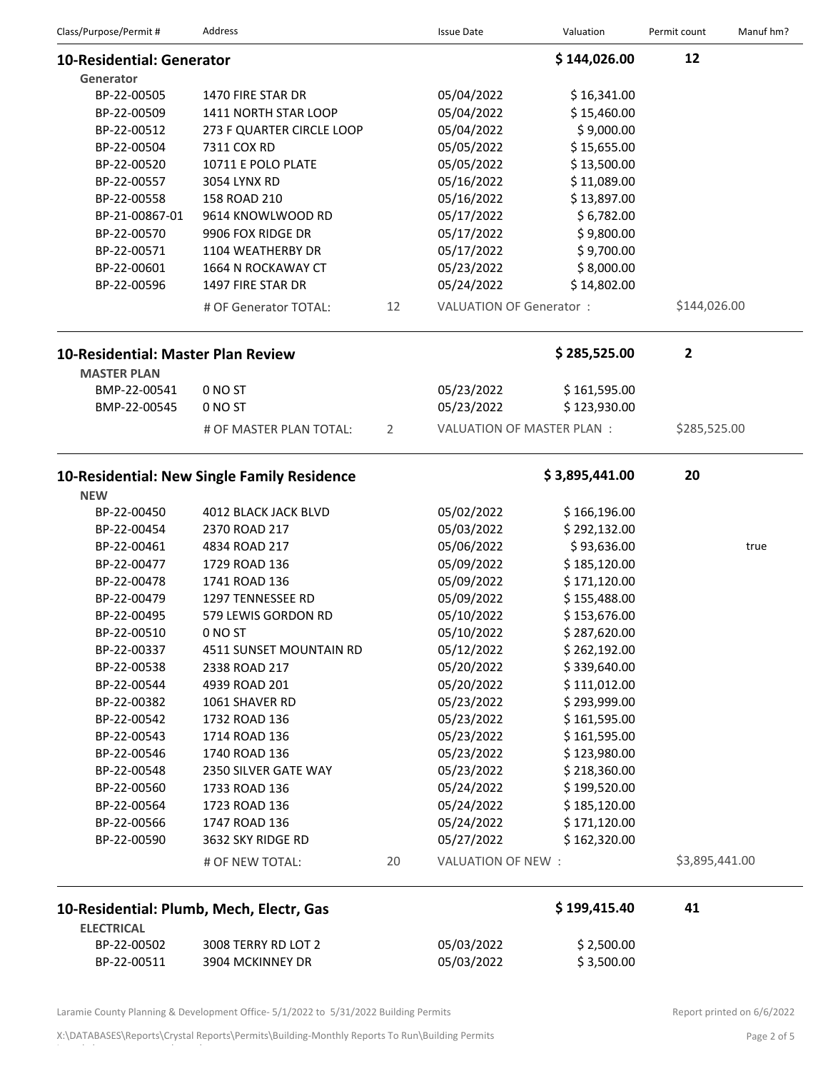| Class/Purpose/Permit # | Address | | Issue Date | Valuation | Permit count | Manuf hm? |
|---|---|---|---|---|---|---|
| **10-Residential: Generator** | | | | **$ 144,026.00** | **12** | |
| **Generator** | | | | | | |
| BP-22-00505 | 1470 FIRE STAR DR | | 05/04/2022 | $ 16,341.00 | | |
| BP-22-00509 | 1411 NORTH STAR LOOP | | 05/04/2022 | $ 15,460.00 | | |
| BP-22-00512 | 273 F QUARTER CIRCLE LOOP | | 05/04/2022 | $ 9,000.00 | | |
| BP-22-00504 | 7311 COX RD | | 05/05/2022 | $ 15,655.00 | | |
| BP-22-00520 | 10711 E POLO PLATE | | 05/05/2022 | $ 13,500.00 | | |
| BP-22-00557 | 3054 LYNX RD | | 05/16/2022 | $ 11,089.00 | | |
| BP-22-00558 | 158 ROAD 210 | | 05/16/2022 | $ 13,897.00 | | |
| BP-21-00867-01 | 9614 KNOWLWOOD RD | | 05/17/2022 | $ 6,782.00 | | |
| BP-22-00570 | 9906 FOX RIDGE DR | | 05/17/2022 | $ 9,800.00 | | |
| BP-22-00571 | 1104 WEATHERBY DR | | 05/17/2022 | $ 9,700.00 | | |
| BP-22-00601 | 1664 N ROCKAWAY CT | | 05/23/2022 | $ 8,000.00 | | |
| BP-22-00596 | 1497 FIRE STAR DR | | 05/24/2022 | $ 14,802.00 | | |
| | # OF Generator TOTAL: | 12 | VALUATION OF Generator : | | $144,026.00 | |
| **10-Residential: Master Plan Review** | | | | **$ 285,525.00** | **2** | |
| **MASTER PLAN** | | | | | | |
| BMP-22-00541 | 0 NO ST | | 05/23/2022 | $ 161,595.00 | | |
| BMP-22-00545 | 0 NO ST | | 05/23/2022 | $ 123,930.00 | | |
| | # OF MASTER PLAN TOTAL: | 2 | VALUATION OF MASTER PLAN : | | $285,525.00 | |
| **10-Residential: New Single Family Residence** | | | | **$ 3,895,441.00** | **20** | |
| **NEW** | | | | | | |
| BP-22-00450 | 4012 BLACK JACK BLVD | | 05/02/2022 | $ 166,196.00 | | |
| BP-22-00454 | 2370 ROAD 217 | | 05/03/2022 | $ 292,132.00 | | |
| BP-22-00461 | 4834 ROAD 217 | | 05/06/2022 | $ 93,636.00 | | true |
| BP-22-00477 | 1729 ROAD 136 | | 05/09/2022 | $ 185,120.00 | | |
| BP-22-00478 | 1741 ROAD 136 | | 05/09/2022 | $ 171,120.00 | | |
| BP-22-00479 | 1297 TENNESSEE RD | | 05/09/2022 | $ 155,488.00 | | |
| BP-22-00495 | 579 LEWIS GORDON RD | | 05/10/2022 | $ 153,676.00 | | |
| BP-22-00510 | 0 NO ST | | 05/10/2022 | $ 287,620.00 | | |
| BP-22-00337 | 4511 SUNSET MOUNTAIN RD | | 05/12/2022 | $ 262,192.00 | | |
| BP-22-00538 | 2338 ROAD 217 | | 05/20/2022 | $ 339,640.00 | | |
| BP-22-00544 | 4939 ROAD 201 | | 05/20/2022 | $ 111,012.00 | | |
| BP-22-00382 | 1061 SHAVER RD | | 05/23/2022 | $ 293,999.00 | | |
| BP-22-00542 | 1732 ROAD 136 | | 05/23/2022 | $ 161,595.00 | | |
| BP-22-00543 | 1714 ROAD 136 | | 05/23/2022 | $ 161,595.00 | | |
| BP-22-00546 | 1740 ROAD 136 | | 05/23/2022 | $ 123,980.00 | | |
| BP-22-00548 | 2350 SILVER GATE WAY | | 05/23/2022 | $ 218,360.00 | | |
| BP-22-00560 | 1733 ROAD 136 | | 05/24/2022 | $ 199,520.00 | | |
| BP-22-00564 | 1723 ROAD 136 | | 05/24/2022 | $ 185,120.00 | | |
| BP-22-00566 | 1747 ROAD 136 | | 05/24/2022 | $ 171,120.00 | | |
| BP-22-00590 | 3632 SKY RIDGE RD | | 05/27/2022 | $ 162,320.00 | | |
| | # OF NEW TOTAL: | 20 | VALUATION OF NEW : | | $3,895,441.00 | |
| **10-Residential: Plumb, Mech, Electr, Gas** | | | | **$ 199,415.40** | **41** | |
| **ELECTRICAL** | | | | | | |
| BP-22-00502 | 3008 TERRY RD LOT 2 | | 05/03/2022 | $ 2,500.00 | | |
| BP-22-00511 | 3904 MCKINNEY DR | | 05/03/2022 | $ 3,500.00 | | |

Laramie County Planning & Development Office- 5/1/2022 to 5/31/2022 Building Permits

Report printed on 6/6/2022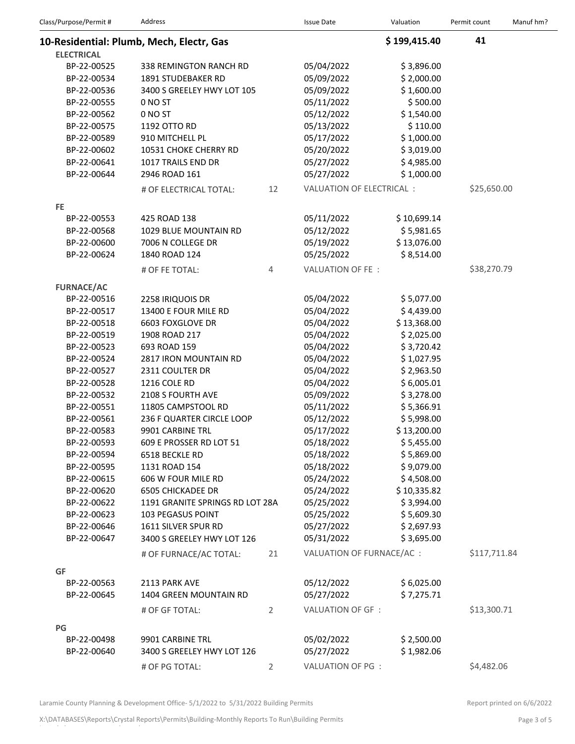| Class/Purpose/Permit # | Address | | Issue Date | Valuation | Permit count | Manuf hm? |
|---|---|---|---|---|---|---|
| **10-Residential: Plumb, Mech, Electr, Gas** | | | | **$ 199,415.40** | **41** | |
| **ELECTRICAL** | | | | | | |
| BP-22-00525 | 338 REMINGTON RANCH RD | | 05/04/2022 | $ 3,896.00 | | |
| BP-22-00534 | 1891 STUDEBAKER RD | | 05/09/2022 | $ 2,000.00 | | |
| BP-22-00536 | 3400 S GREELEY HWY LOT 105 | | 05/09/2022 | $ 1,600.00 | | |
| BP-22-00555 | 0 NO ST | | 05/11/2022 | $ 500.00 | | |
| BP-22-00562 | 0 NO ST | | 05/12/2022 | $ 1,540.00 | | |
| BP-22-00575 | 1192 OTTO RD | | 05/13/2022 | $ 110.00 | | |
| BP-22-00589 | 910 MITCHELL PL | | 05/17/2022 | $ 1,000.00 | | |
| BP-22-00602 | 10531 CHOKE CHERRY RD | | 05/20/2022 | $ 3,019.00 | | |
| BP-22-00641 | 1017 TRAILS END DR | | 05/27/2022 | $ 4,985.00 | | |
| BP-22-00644 | 2946 ROAD 161 | | 05/27/2022 | $ 1,000.00 | | |
| | # OF ELECTRICAL TOTAL: | 12 | VALUATION OF ELECTRICAL : | | $25,650.00 | |
| **FE** | | | | | | |
| BP-22-00553 | 425 ROAD 138 | | 05/11/2022 | $ 10,699.14 | | |
| BP-22-00568 | 1029 BLUE MOUNTAIN RD | | 05/12/2022 | $ 5,981.65 | | |
| BP-22-00600 | 7006 N COLLEGE DR | | 05/19/2022 | $ 13,076.00 | | |
| BP-22-00624 | 1840 ROAD 124 | | 05/25/2022 | $ 8,514.00 | | |
| | # OF FE TOTAL: | 4 | VALUATION OF FE : | | $38,270.79 | |
| **FURNACE/AC** | | | | | | |
| BP-22-00516 | 2258 IRIQUOIS DR | | 05/04/2022 | $ 5,077.00 | | |
| BP-22-00517 | 13400 E FOUR MILE RD | | 05/04/2022 | $ 4,439.00 | | |
| BP-22-00518 | 6603 FOXGLOVE DR | | 05/04/2022 | $ 13,368.00 | | |
| BP-22-00519 | 1908 ROAD 217 | | 05/04/2022 | $ 2,025.00 | | |
| BP-22-00523 | 693 ROAD 159 | | 05/04/2022 | $ 3,720.42 | | |
| BP-22-00524 | 2817 IRON MOUNTAIN RD | | 05/04/2022 | $ 1,027.95 | | |
| BP-22-00527 | 2311 COULTER DR | | 05/04/2022 | $ 2,963.50 | | |
| BP-22-00528 | 1216 COLE RD | | 05/04/2022 | $ 6,005.01 | | |
| BP-22-00532 | 2108 S FOURTH AVE | | 05/09/2022 | $ 3,278.00 | | |
| BP-22-00551 | 11805 CAMPSTOOL RD | | 05/11/2022 | $ 5,366.91 | | |
| BP-22-00561 | 236 F QUARTER CIRCLE LOOP | | 05/12/2022 | $ 5,998.00 | | |
| BP-22-00583 | 9901 CARBINE TRL | | 05/17/2022 | $ 13,200.00 | | |
| BP-22-00593 | 609 E PROSSER RD LOT 51 | | 05/18/2022 | $ 5,455.00 | | |
| BP-22-00594 | 6518 BECKLE RD | | 05/18/2022 | $ 5,869.00 | | |
| BP-22-00595 | 1131 ROAD 154 | | 05/18/2022 | $ 9,079.00 | | |
| BP-22-00615 | 606 W FOUR MILE RD | | 05/24/2022 | $ 4,508.00 | | |
| BP-22-00620 | 6505 CHICKADEE DR | | 05/24/2022 | $ 10,335.82 | | |
| BP-22-00622 | 1191 GRANITE SPRINGS RD LOT 28A | | 05/25/2022 | $ 3,994.00 | | |
| BP-22-00623 | 103 PEGASUS POINT | | 05/25/2022 | $ 5,609.30 | | |
| BP-22-00646 | 1611 SILVER SPUR RD | | 05/27/2022 | $ 2,697.93 | | |
| BP-22-00647 | 3400 S GREELEY HWY LOT 126 | | 05/31/2022 | $ 3,695.00 | | |
| | # OF FURNACE/AC TOTAL: | 21 | VALUATION OF FURNACE/AC : | | $117,711.84 | |
| **GF** | | | | | | |
| BP-22-00563 | 2113 PARK AVE | | 05/12/2022 | $ 6,025.00 | | |
| BP-22-00645 | 1404 GREEN MOUNTAIN RD | | 05/27/2022 | $ 7,275.71 | | |
| | # OF GF TOTAL: | 2 | VALUATION OF GF : | | $13,300.71 | |
| **PG** | | | | | | |
| BP-22-00498 | 9901 CARBINE TRL | | 05/02/2022 | $ 2,500.00 | | |
| BP-22-00640 | 3400 S GREELEY HWY LOT 126 | | 05/27/2022 | $ 1,982.06 | | |
| | # OF PG TOTAL: | 2 | VALUATION OF PG : | | $4,482.06 | |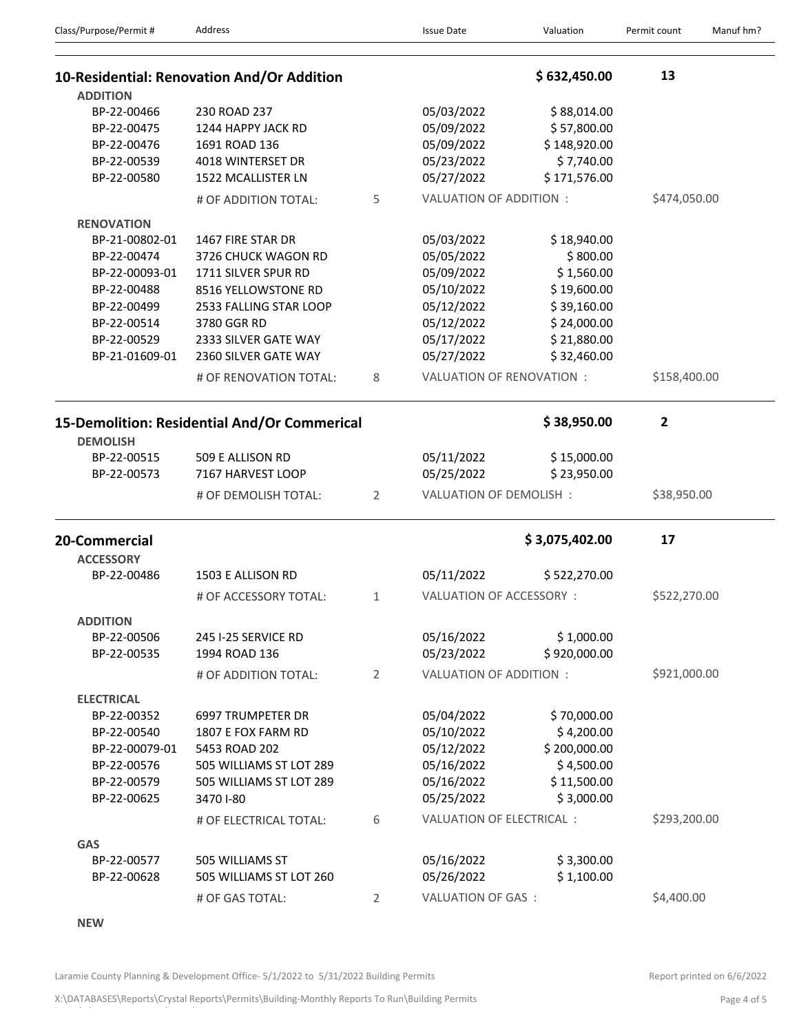| Class/Purpose/Permit # | Address | | Issue Date | Valuation | Permit count | Manuf hm? |
|---|---|---|---|---|---|---|
| **10-Residential: Renovation And/Or Addition** | | | | **$ 632,450.00** | **13** | |
| **ADDITION** | | | | | | |
| BP-22-00466 | 230 ROAD 237 | | 05/03/2022 | $ 88,014.00 | | |
| BP-22-00475 | 1244 HAPPY JACK RD | | 05/09/2022 | $ 57,800.00 | | |
| BP-22-00476 | 1691 ROAD 136 | | 05/09/2022 | $ 148,920.00 | | |
| BP-22-00539 | 4018 WINTERSET DR | | 05/23/2022 | $ 7,740.00 | | |
| BP-22-00580 | 1522 MCALLISTER LN | | 05/27/2022 | $ 171,576.00 | | |
| | # OF ADDITION TOTAL: | 5 | VALUATION OF ADDITION : | | $474,050.00 | |
| **RENOVATION** | | | | | | |
| BP-21-00802-01 | 1467 FIRE STAR DR | | 05/03/2022 | $ 18,940.00 | | |
| BP-22-00474 | 3726 CHUCK WAGON RD | | 05/05/2022 | $ 800.00 | | |
| BP-22-00093-01 | 1711 SILVER SPUR RD | | 05/09/2022 | $ 1,560.00 | | |
| BP-22-00488 | 8516 YELLOWSTONE RD | | 05/10/2022 | $ 19,600.00 | | |
| BP-22-00499 | 2533 FALLING STAR LOOP | | 05/12/2022 | $ 39,160.00 | | |
| BP-22-00514 | 3780 GGR RD | | 05/12/2022 | $ 24,000.00 | | |
| BP-22-00529 | 2333 SILVER GATE WAY | | 05/17/2022 | $ 21,880.00 | | |
| BP-21-01609-01 | 2360 SILVER GATE WAY | | 05/27/2022 | $ 32,460.00 | | |
| | # OF RENOVATION TOTAL: | 8 | VALUATION OF RENOVATION : | | $158,400.00 | |
| **15-Demolition: Residential And/Or Commerical** | | | | **$ 38,950.00** | **2** | |
| **DEMOLISH** | | | | | | |
| BP-22-00515 | 509 E ALLISON RD | | 05/11/2022 | $ 15,000.00 | | |
| BP-22-00573 | 7167 HARVEST LOOP | | 05/25/2022 | $ 23,950.00 | | |
| | # OF DEMOLISH TOTAL: | 2 | VALUATION OF DEMOLISH : | | $38,950.00 | |
| **20-Commercial** | | | | **$ 3,075,402.00** | **17** | |
| **ACCESSORY** | | | | | | |
| BP-22-00486 | 1503 E ALLISON RD | | 05/11/2022 | $ 522,270.00 | | |
| | # OF ACCESSORY TOTAL: | 1 | VALUATION OF ACCESSORY : | | $522,270.00 | |
| **ADDITION** | | | | | | |
| BP-22-00506 | 245 I-25 SERVICE RD | | 05/16/2022 | $ 1,000.00 | | |
| BP-22-00535 | 1994 ROAD 136 | | 05/23/2022 | $ 920,000.00 | | |
| | # OF ADDITION TOTAL: | 2 | VALUATION OF ADDITION : | | $921,000.00 | |
| **ELECTRICAL** | | | | | | |
| BP-22-00352 | 6997 TRUMPETER DR | | 05/04/2022 | $ 70,000.00 | | |
| BP-22-00540 | 1807 E FOX FARM RD | | 05/10/2022 | $ 4,200.00 | | |
| BP-22-00079-01 | 5453 ROAD 202 | | 05/12/2022 | $ 200,000.00 | | |
| BP-22-00576 | 505 WILLIAMS ST LOT 289 | | 05/16/2022 | $ 4,500.00 | | |
| BP-22-00579 | 505 WILLIAMS ST LOT 289 | | 05/16/2022 | $ 11,500.00 | | |
| BP-22-00625 | 3470 I-80 | | 05/25/2022 | $ 3,000.00 | | |
| | # OF ELECTRICAL TOTAL: | 6 | VALUATION OF ELECTRICAL : | | $293,200.00 | |
| **GAS** | | | | | | |
| BP-22-00577 | 505 WILLIAMS ST | | 05/16/2022 | $ 3,300.00 | | |
| BP-22-00628 | 505 WILLIAMS ST LOT 260 | | 05/26/2022 | $ 1,100.00 | | |
| | # OF GAS TOTAL: | 2 | VALUATION OF GAS : | | $4,400.00 | |
| **NEW** | | | | | | |

Laramie County Planning & Development Office- 5/1/2022 to 5/31/2022 Building Permits

Report printed on 6/6/2022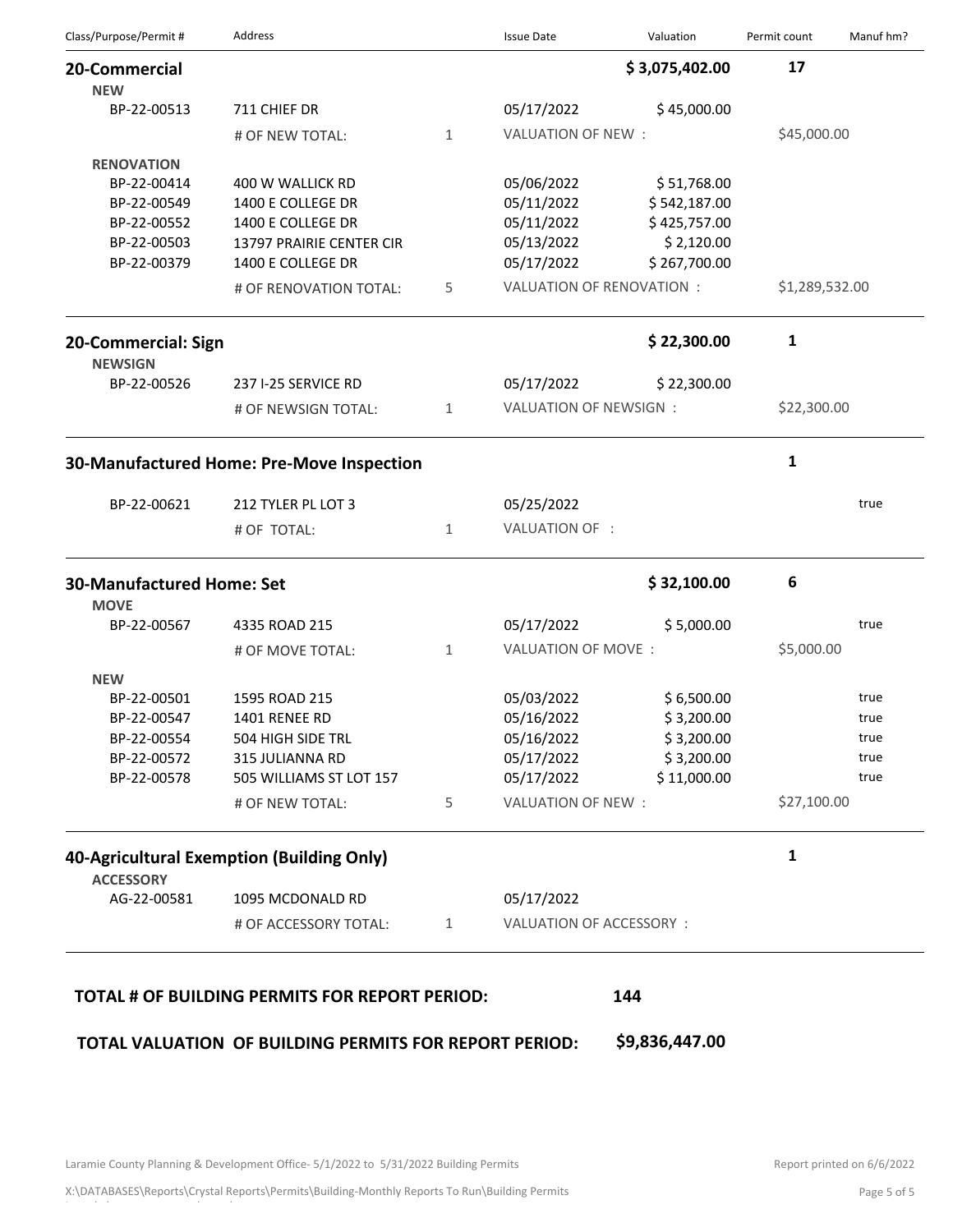| Class/Purpose/Permit # | Address | | Issue Date | Valuation | Permit count | Manuf hm? |
|---|---|---|---|---|---|---|
| **20-Commercial** | | | | **$ 3,075,402.00** | **17** | |
| **NEW** | | | | | | |
| BP-22-00513 | 711 CHIEF DR | | 05/17/2022 | $ 45,000.00 | | |
| | # OF NEW TOTAL: | 1 | VALUATION OF NEW : | | $45,000.00 | |
| **RENOVATION** | | | | | | |
| BP-22-00414 | 400 W WALLICK RD | | 05/06/2022 | $ 51,768.00 | | |
| BP-22-00549 | 1400 E COLLEGE DR | | 05/11/2022 | $ 542,187.00 | | |
| BP-22-00552 | 1400 E COLLEGE DR | | 05/11/2022 | $ 425,757.00 | | |
| BP-22-00503 | 13797 PRAIRIE CENTER CIR | | 05/13/2022 | $ 2,120.00 | | |
| BP-22-00379 | 1400 E COLLEGE DR | | 05/17/2022 | $ 267,700.00 | | |
| | # OF RENOVATION TOTAL: | 5 | VALUATION OF RENOVATION : | | $1,289,532.00 | |
| **20-Commercial: Sign** | | | | **$ 22,300.00** | **1** | |
| **NEWSIGN** | | | | | | |
| BP-22-00526 | 237 I-25 SERVICE RD | | 05/17/2022 | $ 22,300.00 | | |
| | # OF NEWSIGN TOTAL: | 1 | VALUATION OF NEWSIGN : | | $22,300.00 | |
| **30-Manufactured Home: Pre-Move Inspection** | | | | | **1** | |
| BP-22-00621 | 212 TYLER PL LOT 3 | | 05/25/2022 | | | true |
| | # OF TOTAL: | 1 | VALUATION OF : | | | |
| **30-Manufactured Home: Set** | | | | **$ 32,100.00** | **6** | |
| **MOVE** | | | | | | |
| BP-22-00567 | 4335 ROAD 215 | | 05/17/2022 | $ 5,000.00 | | true |
| | # OF MOVE TOTAL: | 1 | VALUATION OF MOVE : | | $5,000.00 | |
| **NEW** | | | | | | |
| BP-22-00501 | 1595 ROAD 215 | | 05/03/2022 | $ 6,500.00 | | true |
| BP-22-00547 | 1401 RENEE RD | | 05/16/2022 | $ 3,200.00 | | true |
| BP-22-00554 | 504 HIGH SIDE TRL | | 05/16/2022 | $ 3,200.00 | | true |
| BP-22-00572 | 315 JULIANNA RD | | 05/17/2022 | $ 3,200.00 | | true |
| BP-22-00578 | 505 WILLIAMS ST LOT 157 | | 05/17/2022 | $ 11,000.00 | | true |
| | # OF NEW TOTAL: | 5 | VALUATION OF NEW : | | $27,100.00 | |
| **40-Agricultural Exemption (Building Only)** | | | | | **1** | |
| **ACCESSORY** | | | | | | |
| AG-22-00581 | 1095 MCDONALD RD | | 05/17/2022 | | | |
| | # OF ACCESSORY TOTAL: | 1 | VALUATION OF ACCESSORY : | | | |

**TOTAL # OF BUILDING PERMITS FOR REPORT PERIOD: 144**

**TOTAL VALUATION OF BUILDING PERMITS FOR REPORT PERIOD: $9,836,447.00**

Laramie County Planning & Development Office- 5/1/2022 to 5/31/2022 Building Permits

Report printed on 6/6/2022

X:\DATABASES\Reports\Crystal Reports\Permits\Building-Monthly Reports To Run\Building Permits